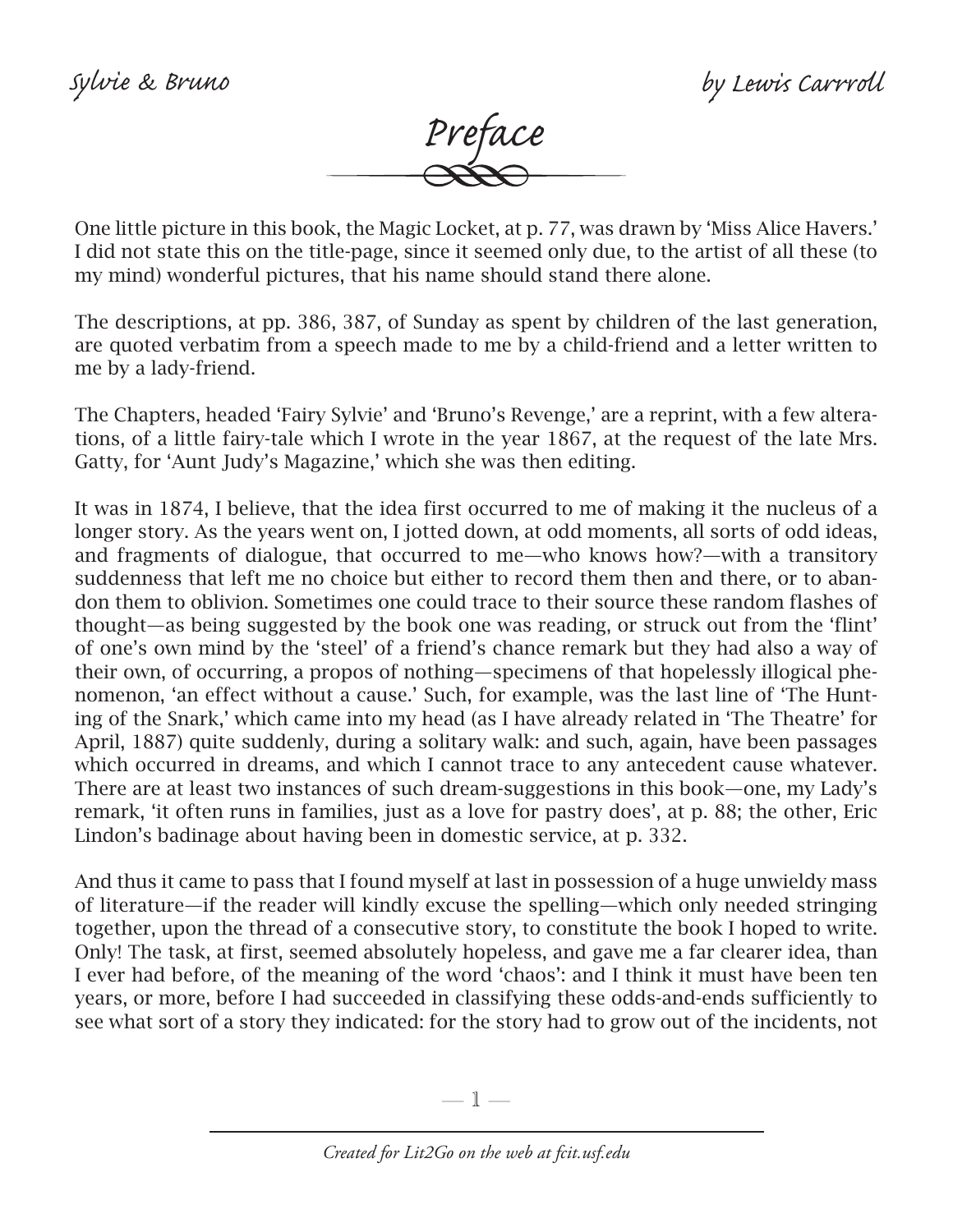# Preface

One little picture in this book, the Magic Locket, at p. 77, was drawn by 'Miss Alice Havers.' I did not state this on the title-page, since it seemed only due, to the artist of all these (to my mind) wonderful pictures, that his name should stand there alone.

The descriptions, at pp. 386, 387, of Sunday as spent by children of the last generation, are quoted verbatim from a speech made to me by a child-friend and a letter written to me by a lady-friend.

The Chapters, headed 'Fairy Sylvie' and 'Bruno's Revenge,' are a reprint, with a few alterations, of a little fairy-tale which I wrote in the year 1867, at the request of the late Mrs. Gatty, for 'Aunt Judy's Magazine,' which she was then editing.

It was in 1874, I believe, that the idea first occurred to me of making it the nucleus of a longer story. As the years went on, I jotted down, at odd moments, all sorts of odd ideas, and fragments of dialogue, that occurred to me—who knows how?—with a transitory suddenness that left me no choice but either to record them then and there, or to abandon them to oblivion. Sometimes one could trace to their source these random flashes of thought—as being suggested by the book one was reading, or struck out from the 'flint' of one's own mind by the 'steel' of a friend's chance remark but they had also a way of their own, of occurring, a propos of nothing—specimens of that hopelessly illogical phenomenon, 'an effect without a cause.' Such, for example, was the last line of 'The Hunting of the Snark,' which came into my head (as I have already related in 'The Theatre' for April, 1887) quite suddenly, during a solitary walk: and such, again, have been passages which occurred in dreams, and which I cannot trace to any antecedent cause whatever. There are at least two instances of such dream-suggestions in this book—one, my Lady's remark, 'it often runs in families, just as a love for pastry does', at p. 88; the other, Eric Lindon's badinage about having been in domestic service, at p. 332.

And thus it came to pass that I found myself at last in possession of a huge unwieldy mass of literature—if the reader will kindly excuse the spelling—which only needed stringing together, upon the thread of a consecutive story, to constitute the book I hoped to write. Only! The task, at first, seemed absolutely hopeless, and gave me a far clearer idea, than I ever had before, of the meaning of the word 'chaos': and I think it must have been ten years, or more, before I had succeeded in classifying these odds-and-ends sufficiently to see what sort of a story they indicated: for the story had to grow out of the incidents, not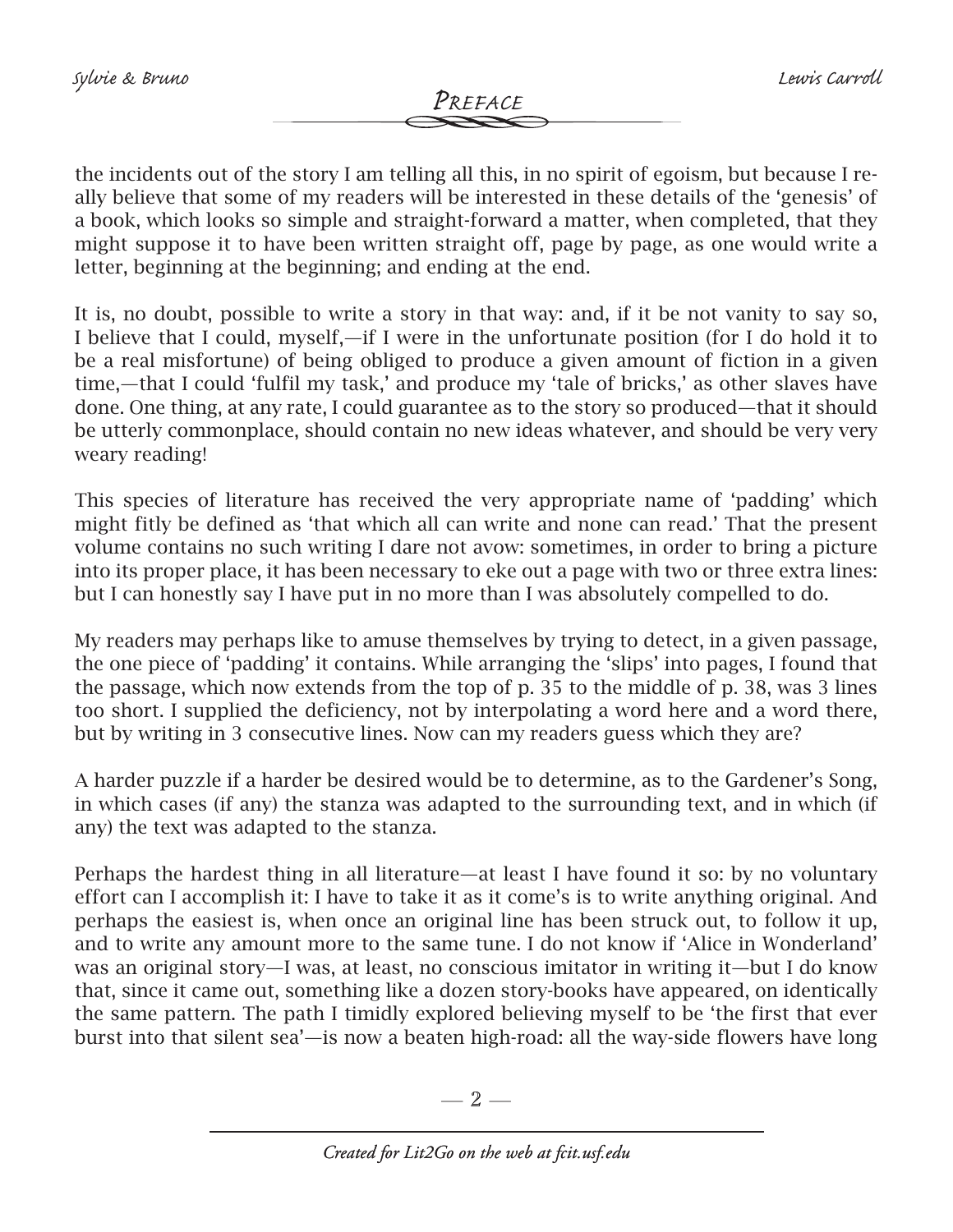the incidents out of the story I am telling all this, in no spirit of egoism, but because I really believe that some of my readers will be interested in these details of the 'genesis' of a book, which looks so simple and straight-forward a matter, when completed, that they might suppose it to have been written straight off, page by page, as one would write a letter, beginning at the beginning; and ending at the end.

It is, no doubt, possible to write a story in that way: and, if it be not vanity to say so, I believe that I could, myself,—if I were in the unfortunate position (for I do hold it to be a real misfortune) of being obliged to produce a given amount of fiction in a given time,—that I could 'fulfil my task,' and produce my 'tale of bricks,' as other slaves have done. One thing, at any rate, I could guarantee as to the story so produced—that it should be utterly commonplace, should contain no new ideas whatever, and should be very very weary reading!

This species of literature has received the very appropriate name of 'padding' which might fitly be defined as 'that which all can write and none can read.' That the present volume contains no such writing I dare not avow: sometimes, in order to bring a picture into its proper place, it has been necessary to eke out a page with two or three extra lines: but I can honestly say I have put in no more than I was absolutely compelled to do.

My readers may perhaps like to amuse themselves by trying to detect, in a given passage, the one piece of 'padding' it contains. While arranging the 'slips' into pages, I found that the passage, which now extends from the top of p. 35 to the middle of p. 38, was 3 lines too short. I supplied the deficiency, not by interpolating a word here and a word there, but by writing in 3 consecutive lines. Now can my readers guess which they are?

A harder puzzle if a harder be desired would be to determine, as to the Gardener's Song, in which cases (if any) the stanza was adapted to the surrounding text, and in which (if any) the text was adapted to the stanza.

Perhaps the hardest thing in all literature—at least I have found it so: by no voluntary effort can I accomplish it: I have to take it as it come's is to write anything original. And perhaps the easiest is, when once an original line has been struck out, to follow it up, and to write any amount more to the same tune. I do not know if 'Alice in Wonderland' was an original story—I was, at least, no conscious imitator in writing it—but I do know that, since it came out, something like a dozen story-books have appeared, on identically the same pattern. The path I timidly explored believing myself to be 'the first that ever burst into that silent sea'—is now a beaten high-road: all the way-side flowers have long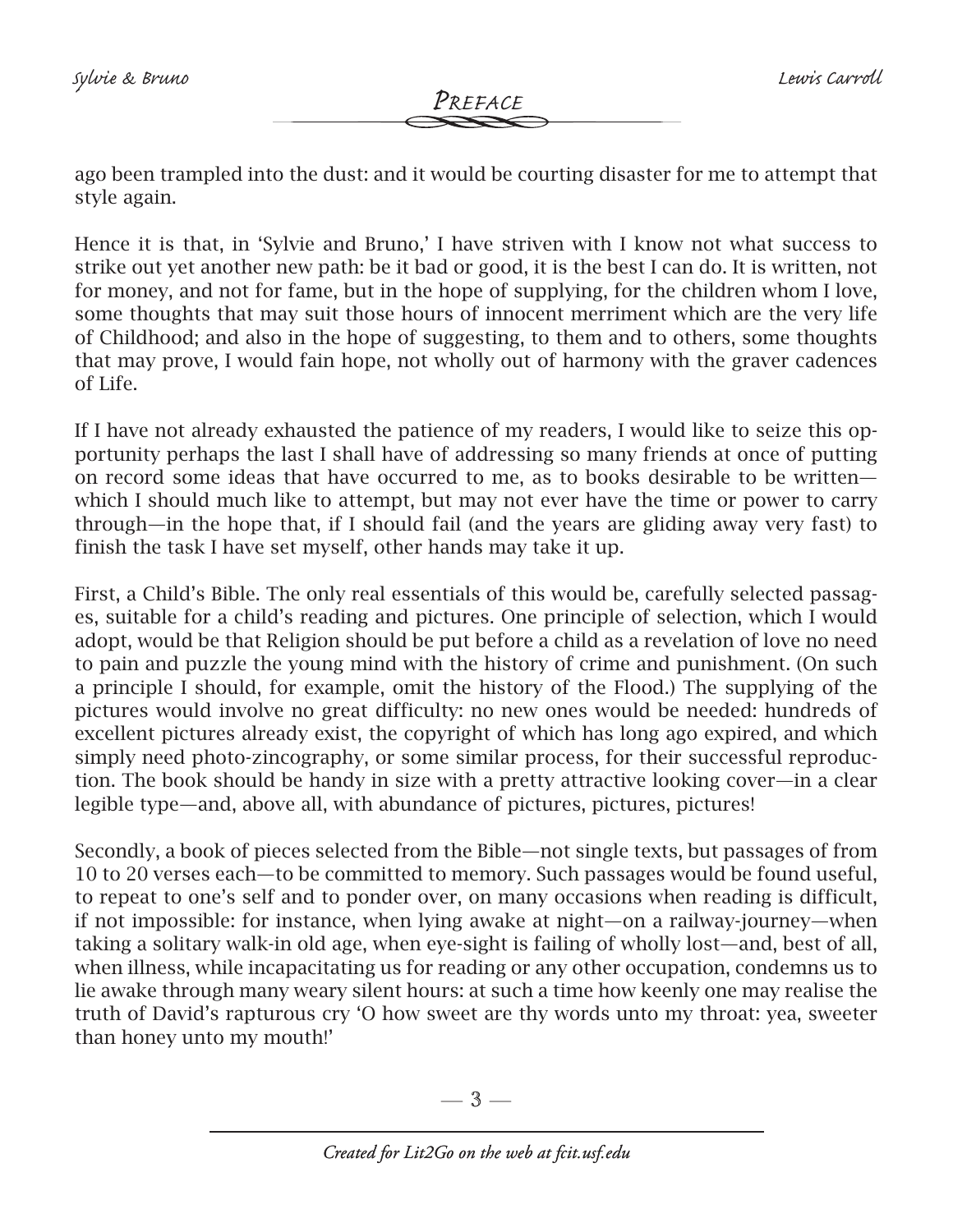ago been trampled into the dust: and it would be courting disaster for me to attempt that style again.

Hence it is that, in 'Sylvie and Bruno,' I have striven with I know not what success to strike out yet another new path: be it bad or good, it is the best I can do. It is written, not for money, and not for fame, but in the hope of supplying, for the children whom I love, some thoughts that may suit those hours of innocent merriment which are the very life of Childhood; and also in the hope of suggesting, to them and to others, some thoughts that may prove, I would fain hope, not wholly out of harmony with the graver cadences of Life.

If I have not already exhausted the patience of my readers, I would like to seize this opportunity perhaps the last I shall have of addressing so many friends at once of putting on record some ideas that have occurred to me, as to books desirable to be written—which I should much like to attempt, but may not ever have the time or power to carry through—in the hope that, if I should fail (and the years are gliding away very fast) to finish the task I have set myself, other hands may take it up.

First, a Child's Bible. The only real essentials of this would be, carefully selected passages, suitable for a child's reading and pictures. One principle of selection, which I would adopt, would be that Religion should be put before a child as a revelation of love no need to pain and puzzle the young mind with the history of crime and punishment. (On such a principle I should, for example, omit the history of the Flood.) The supplying of the pictures would involve no great difficulty: no new ones would be needed: hundreds of excellent pictures already exist, the copyright of which has long ago expired, and which simply need photo-zincography, or some similar process, for their successful reproduction. The book should be handy in size with a pretty attractive looking cover—in a clear legible type—and, above all, with abundance of pictures, pictures, pictures!

Secondly, a book of pieces selected from the Bible—not single texts, but passages of from 10 to 20 verses each—to be committed to memory. Such passages would be found useful, to repeat to one's self and to ponder over, on many occasions when reading is difficult, if not impossible: for instance, when lying awake at night—on a railway-journey—when taking a solitary walk-in old age, when eye-sight is failing of wholly lost—and, best of all, when illness, while incapacitating us for reading or any other occupation, condemns us to lie awake through many weary silent hours: at such a time how keenly one may realise the truth of David's rapturous cry 'O how sweet are thy words unto my throat: yea, sweeter than honey unto my mouth!'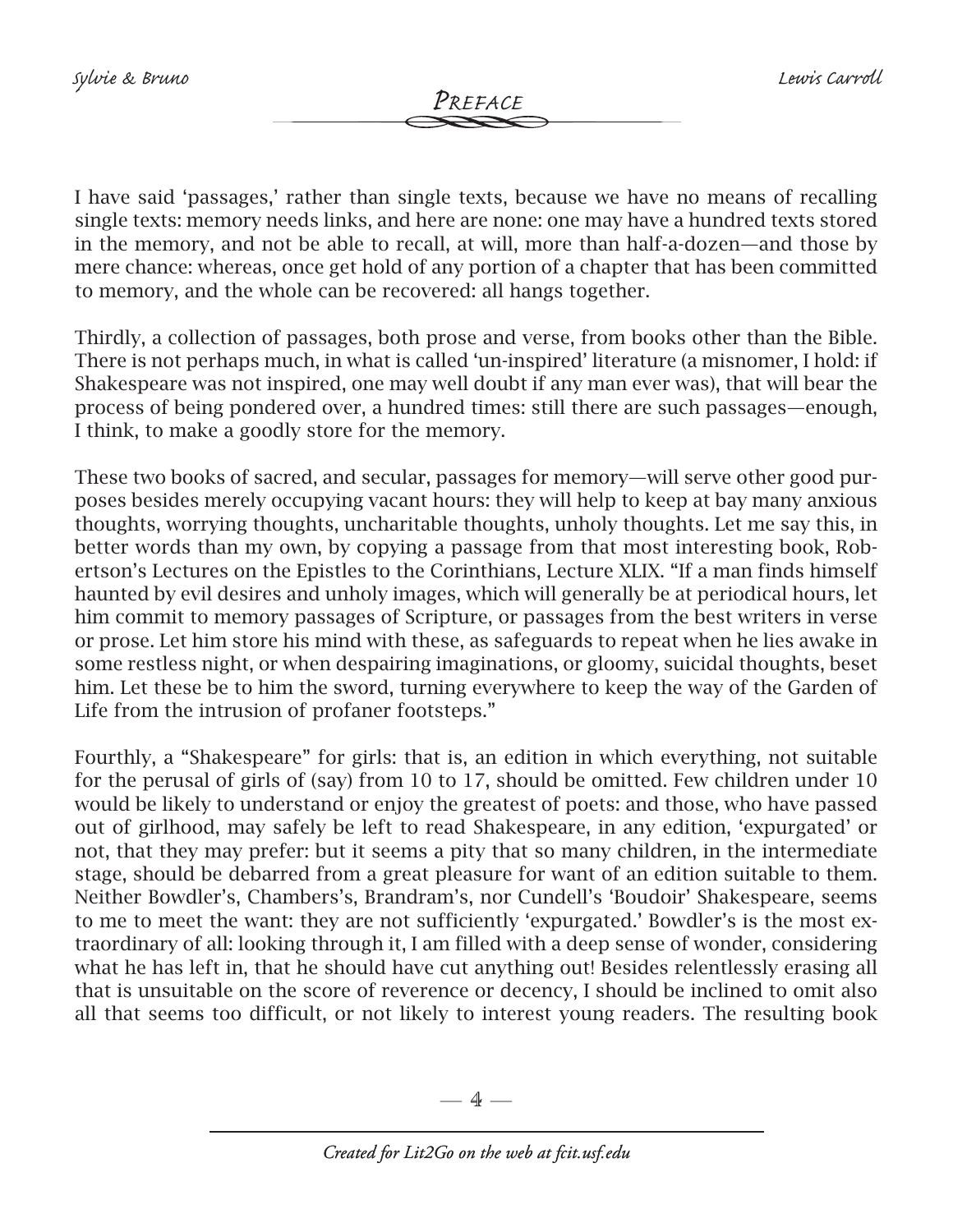I have said 'passages,' rather than single texts, because we have no means of recalling single texts: memory needs links, and here are none: one may have a hundred texts stored in the memory, and not be able to recall, at will, more than half-a-dozen—and those by mere chance: whereas, once get hold of any portion of a chapter that has been committed to memory, and the whole can be recovered: all hangs together.

Thirdly, a collection of passages, both prose and verse, from books other than the Bible. There is not perhaps much, in what is called 'un-inspired' literature (a misnomer, I hold: if Shakespeare was not inspired, one may well doubt if any man ever was), that will bear the process of being pondered over, a hundred times: still there are such passages—enough, I think, to make a goodly store for the memory.

These two books of sacred, and secular, passages for memory—will serve other good purposes besides merely occupying vacant hours: they will help to keep at bay many anxious thoughts, worrying thoughts, uncharitable thoughts, unholy thoughts. Let me say this, in better words than my own, by copying a passage from that most interesting book, Robertson's Lectures on the Epistles to the Corinthians, Lecture XLIX. "If a man finds himself haunted by evil desires and unholy images, which will generally be at periodical hours, let him commit to memory passages of Scripture, or passages from the best writers in verse or prose. Let him store his mind with these, as safeguards to repeat when he lies awake in some restless night, or when despairing imaginations, or gloomy, suicidal thoughts, beset him. Let these be to him the sword, turning everywhere to keep the way of the Garden of Life from the intrusion of profaner footsteps."

Fourthly, a "Shakespeare" for girls: that is, an edition in which everything, not suitable for the perusal of girls of (say) from 10 to 17, should be omitted. Few children under 10 would be likely to understand or enjoy the greatest of poets: and those, who have passed out of girlhood, may safely be left to read Shakespeare, in any edition, 'expurgated' or not, that they may prefer: but it seems a pity that so many children, in the intermediate stage, should be debarred from a great pleasure for want of an edition suitable to them. Neither Bowdler's, Chambers's, Brandram's, nor Cundell's 'Boudoir' Shakespeare, seems to me to meet the want: they are not sufficiently 'expurgated.' Bowdler's is the most extraordinary of all: looking through it, I am filled with a deep sense of wonder, considering what he has left in, that he should have cut anything out! Besides relentlessly erasing all that is unsuitable on the score of reverence or decency, I should be inclined to omit also all that seems too difficult, or not likely to interest young readers. The resulting book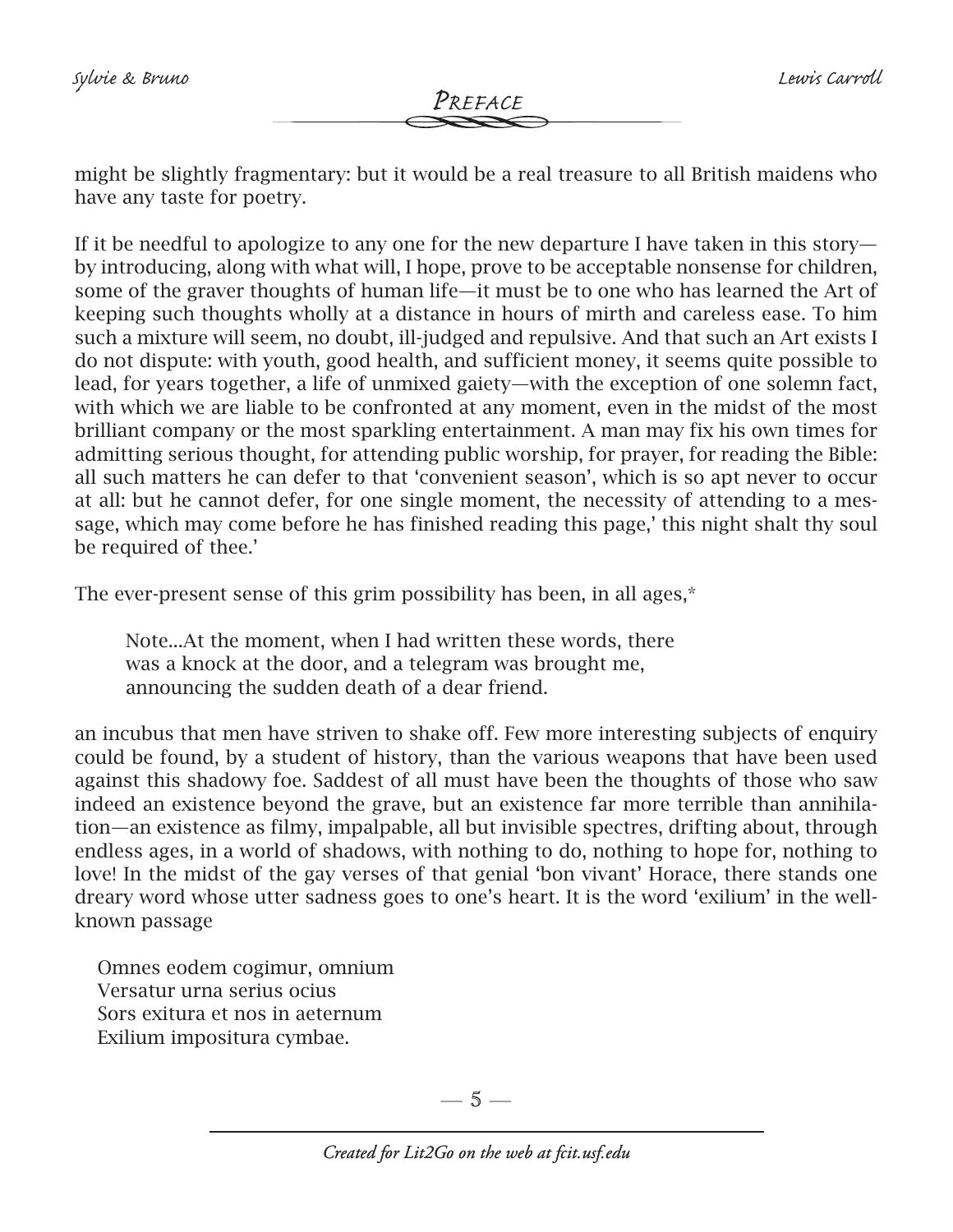might be slightly fragmentary: but it would be a real treasure to all British maidens who have any taste for poetry.

If it be needful to apologize to any one for the new departure I have taken in this story—by introducing, along with what will, I hope, prove to be acceptable nonsense for children, some of the graver thoughts of human life—it must be to one who has learned the Art of keeping such thoughts wholly at a distance in hours of mirth and careless ease. To him such a mixture will seem, no doubt, ill-judged and repulsive. And that such an Art exists I do not dispute: with youth, good health, and sufficient money, it seems quite possible to lead, for years together, a life of unmixed gaiety—with the exception of one solemn fact, with which we are liable to be confronted at any moment, even in the midst of the most brilliant company or the most sparkling entertainment. A man may fix his own times for admitting serious thought, for attending public worship, for prayer, for reading the Bible: all such matters he can defer to that 'convenient season', which is so apt never to occur at all: but he cannot defer, for one single moment, the necessity of attending to a message, which may come before he has finished reading this page,' this night shalt thy soul be required of thee.'

The ever-present sense of this grim possibility has been, in all ages,*

> Note...At the moment, when I had written these words, there was a knock at the door, and a telegram was brought me, announcing the sudden death of a dear friend.

an incubus that men have striven to shake off. Few more interesting subjects of enquiry could be found, by a student of history, than the various weapons that have been used against this shadowy foe. Saddest of all must have been the thoughts of those who saw indeed an existence beyond the grave, but an existence far more terrible than annihilation—an existence as filmy, impalpable, all but invisible spectres, drifting about, through endless ages, in a world of shadows, with nothing to do, nothing to hope for, nothing to love! In the midst of the gay verses of that genial 'bon vivant' Horace, there stands one dreary word whose utter sadness goes to one's heart. It is the word 'exilium' in the well-known passage

Omnes eodem cogimur, omnium  
Versatur urna serius ocius  
Sors exitura et nos in aeternum  
Exilium impositura cymbae.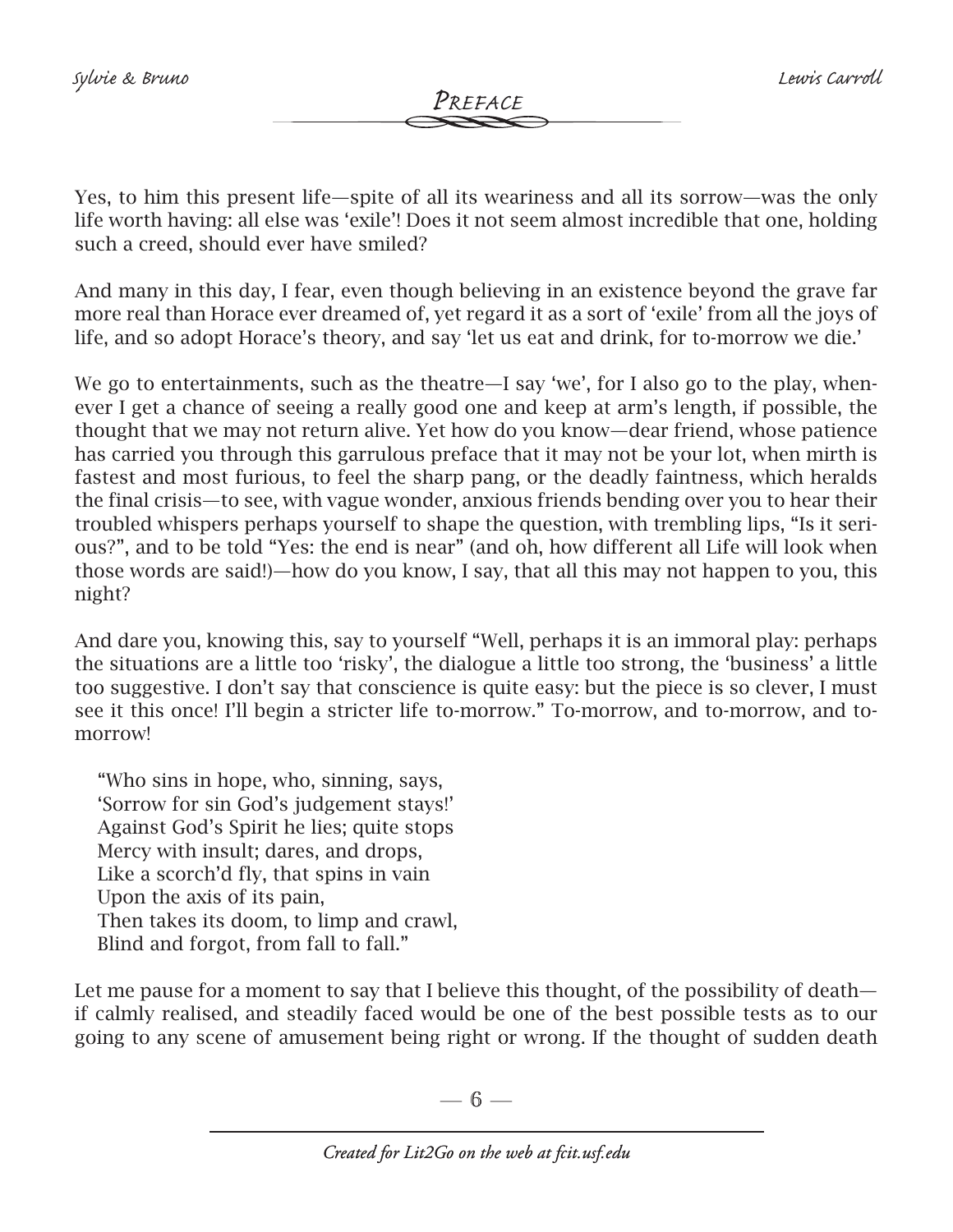Yes, to him this present life—spite of all its weariness and all its sorrow—was the only life worth having: all else was 'exile'! Does it not seem almost incredible that one, holding such a creed, should ever have smiled?

And many in this day, I fear, even though believing in an existence beyond the grave far more real than Horace ever dreamed of, yet regard it as a sort of 'exile' from all the joys of life, and so adopt Horace's theory, and say 'let us eat and drink, for to-morrow we die.'

We go to entertainments, such as the theatre—I say 'we', for I also go to the play, whenever I get a chance of seeing a really good one and keep at arm's length, if possible, the thought that we may not return alive. Yet how do you know—dear friend, whose patience has carried you through this garrulous preface that it may not be your lot, when mirth is fastest and most furious, to feel the sharp pang, or the deadly faintness, which heralds the final crisis—to see, with vague wonder, anxious friends bending over you to hear their troubled whispers perhaps yourself to shape the question, with trembling lips, "Is it serious?", and to be told "Yes: the end is near" (and oh, how different all Life will look when those words are said!)—how do you know, I say, that all this may not happen to you, this night?

And dare you, knowing this, say to yourself "Well, perhaps it is an immoral play: perhaps the situations are a little too 'risky', the dialogue a little too strong, the 'business' a little too suggestive. I don't say that conscience is quite easy: but the piece is so clever, I must see it this once! I'll begin a stricter life to-morrow." To-morrow, and to-morrow, and to-morrow!

> "Who sins in hope, who, sinning, says,
> 'Sorrow for sin God's judgement stays!'
> Against God's Spirit he lies; quite stops
> Mercy with insult; dares, and drops,
> Like a scorch'd fly, that spins in vain
> Upon the axis of its pain,
> Then takes its doom, to limp and crawl,
> Blind and forgot, from fall to fall."

Let me pause for a moment to say that I believe this thought, of the possibility of death—if calmly realised, and steadily faced would be one of the best possible tests as to our going to any scene of amusement being right or wrong. If the thought of sudden death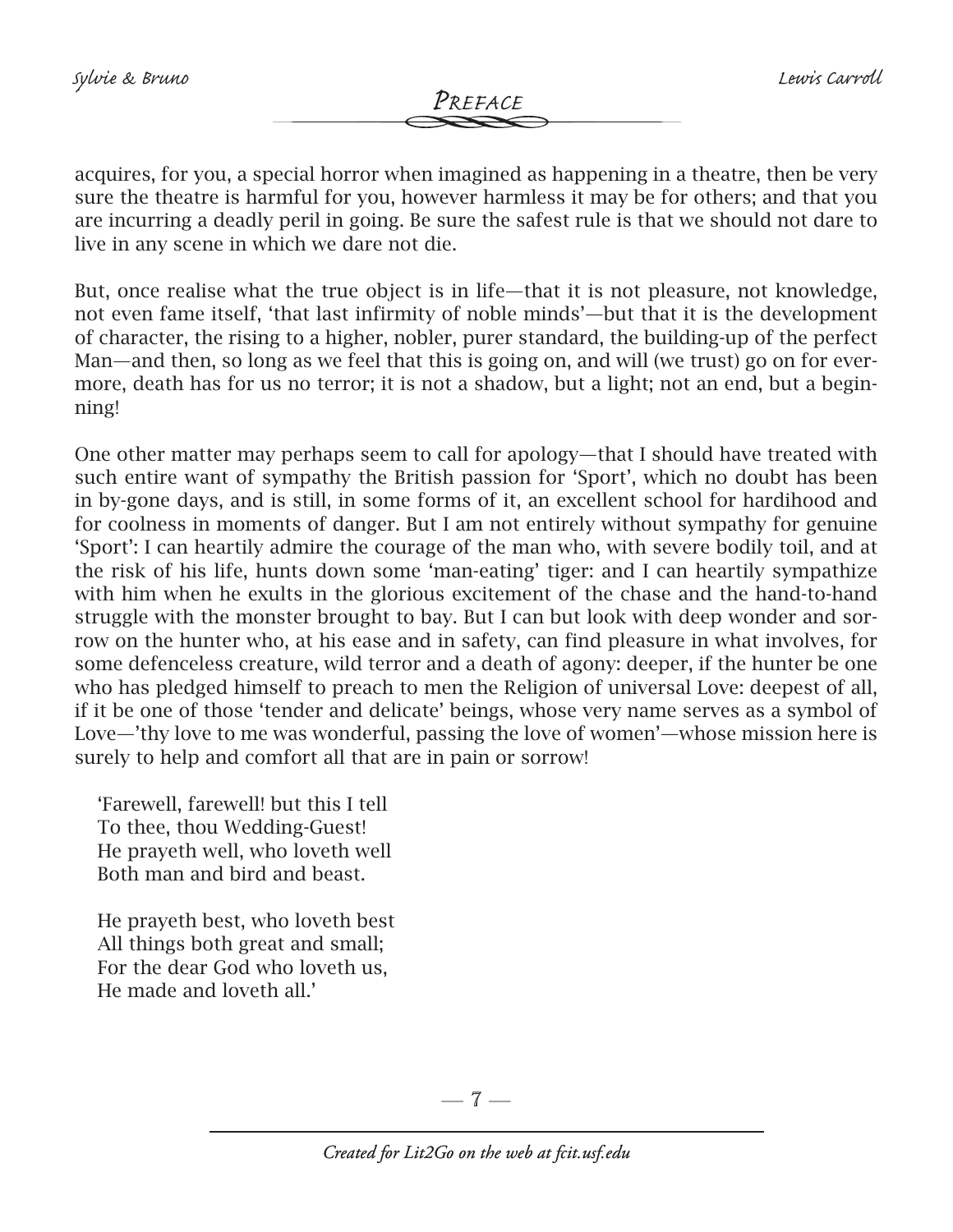acquires, for you, a special horror when imagined as happening in a theatre, then be very sure the theatre is harmful for you, however harmless it may be for others; and that you are incurring a deadly peril in going. Be sure the safest rule is that we should not dare to live in any scene in which we dare not die.

But, once realise what the true object is in life—that it is not pleasure, not knowledge, not even fame itself, 'that last infirmity of noble minds'—but that it is the development of character, the rising to a higher, nobler, purer standard, the building-up of the perfect Man—and then, so long as we feel that this is going on, and will (we trust) go on for evermore, death has for us no terror; it is not a shadow, but a light; not an end, but a beginning!

One other matter may perhaps seem to call for apology—that I should have treated with such entire want of sympathy the British passion for 'Sport', which no doubt has been in by-gone days, and is still, in some forms of it, an excellent school for hardihood and for coolness in moments of danger. But I am not entirely without sympathy for genuine 'Sport': I can heartily admire the courage of the man who, with severe bodily toil, and at the risk of his life, hunts down some 'man-eating' tiger: and I can heartily sympathize with him when he exults in the glorious excitement of the chase and the hand-to-hand struggle with the monster brought to bay. But I can but look with deep wonder and sorrow on the hunter who, at his ease and in safety, can find pleasure in what involves, for some defenceless creature, wild terror and a death of agony: deeper, if the hunter be one who has pledged himself to preach to men the Religion of universal Love: deepest of all, if it be one of those 'tender and delicate' beings, whose very name serves as a symbol of Love—'thy love to me was wonderful, passing the love of women'—whose mission here is surely to help and comfort all that are in pain or sorrow!

'Farewell, farewell! but this I tell  
To thee, thou Wedding-Guest!  
He prayeth well, who loveth well  
Both man and bird and beast.

He prayeth best, who loveth best  
All things both great and small;  
For the dear God who loveth us,  
He made and loveth all.'